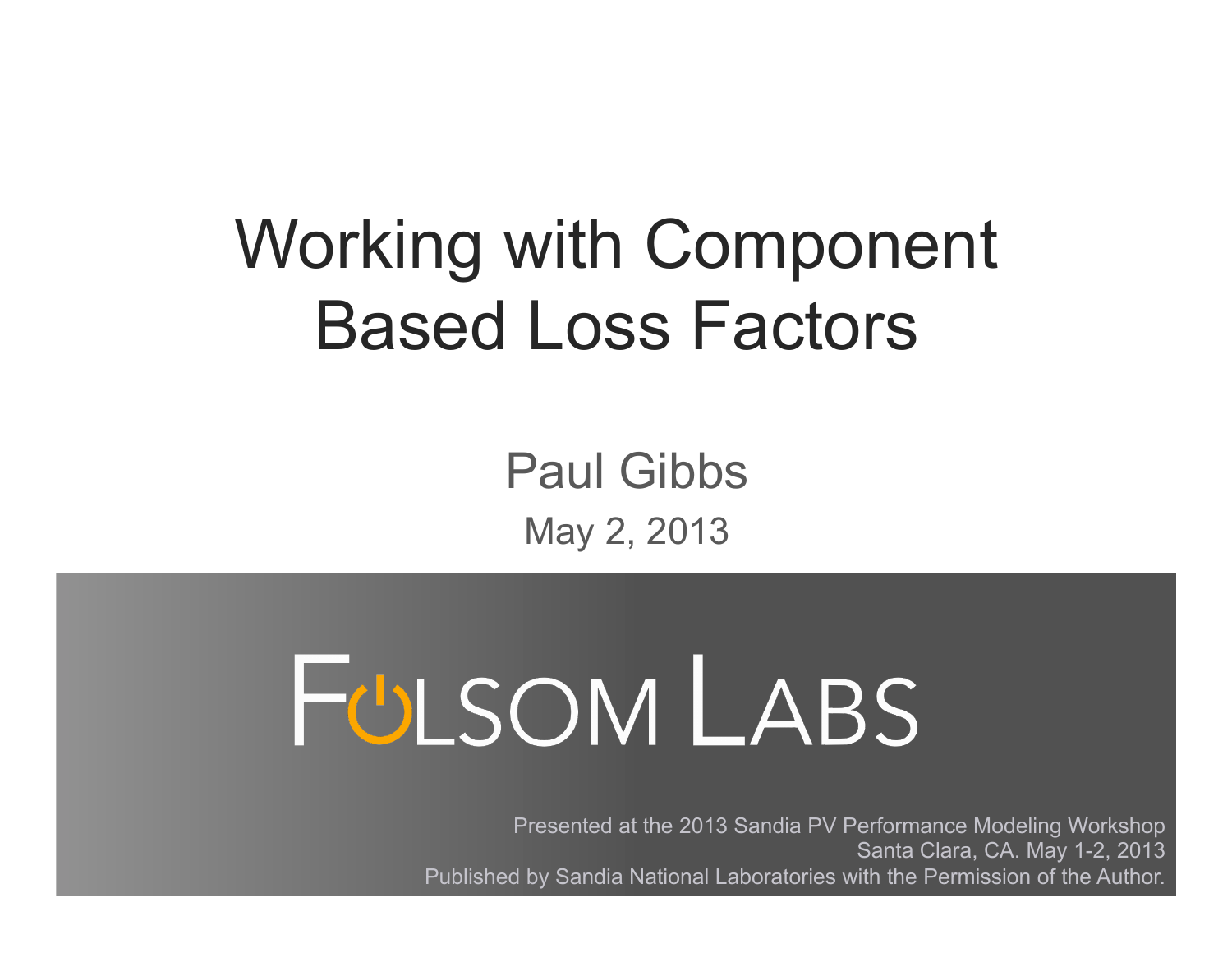# Working with Component Based Loss Factors

Paul Gibbs

May 2, 2013

FOLSOM LABS

Presented at the 2013 Sandia PV Performance Modeling Workshop
Santa Clara, CA. May 1-2, 2013
Published by Sandia National Laboratories with the Permission of the Author.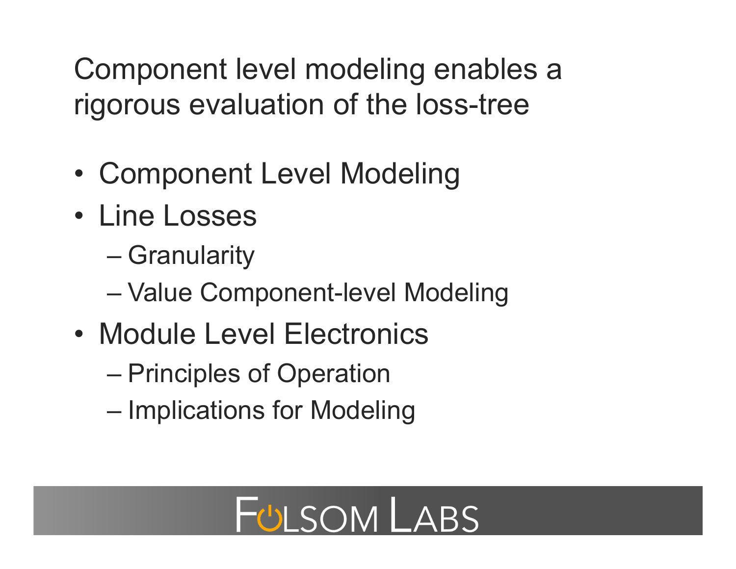# Component level modeling enables a rigorous evaluation of the loss-tree

- Component Level Modeling
- Line Losses
  - Granularity
  - Value Component-level Modeling
- Module Level Electronics
  - Principles of Operation
  - Implications for Modeling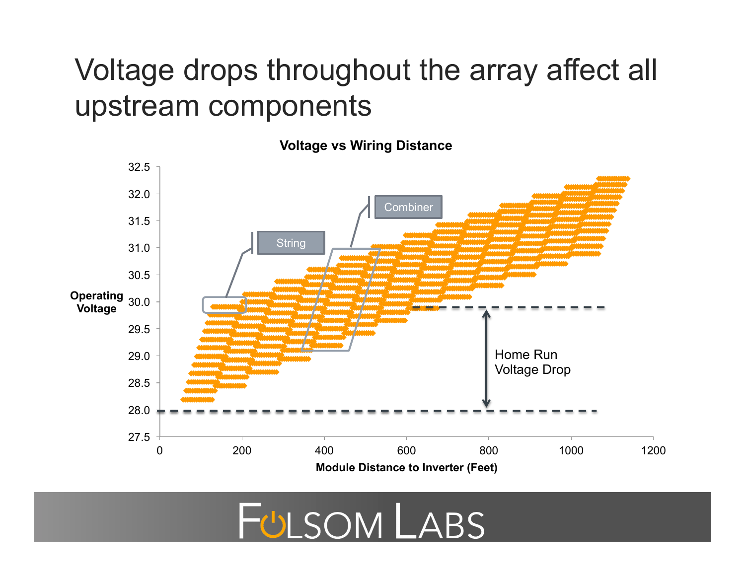# Voltage drops throughout the array affect all upstream components

**Voltage vs Wiring Distance**

Operating Voltage: 27.5, 28.0, 28.5, 29.0, 29.5, 30.0, 30.5, 31.0, 31.5, 32.0, 32.5

Module Distance to Inverter (Feet): 0, 200, 400, 600, 800, 1000, 1200

String

Combiner

Home Run Voltage Drop

FOLSOM LABS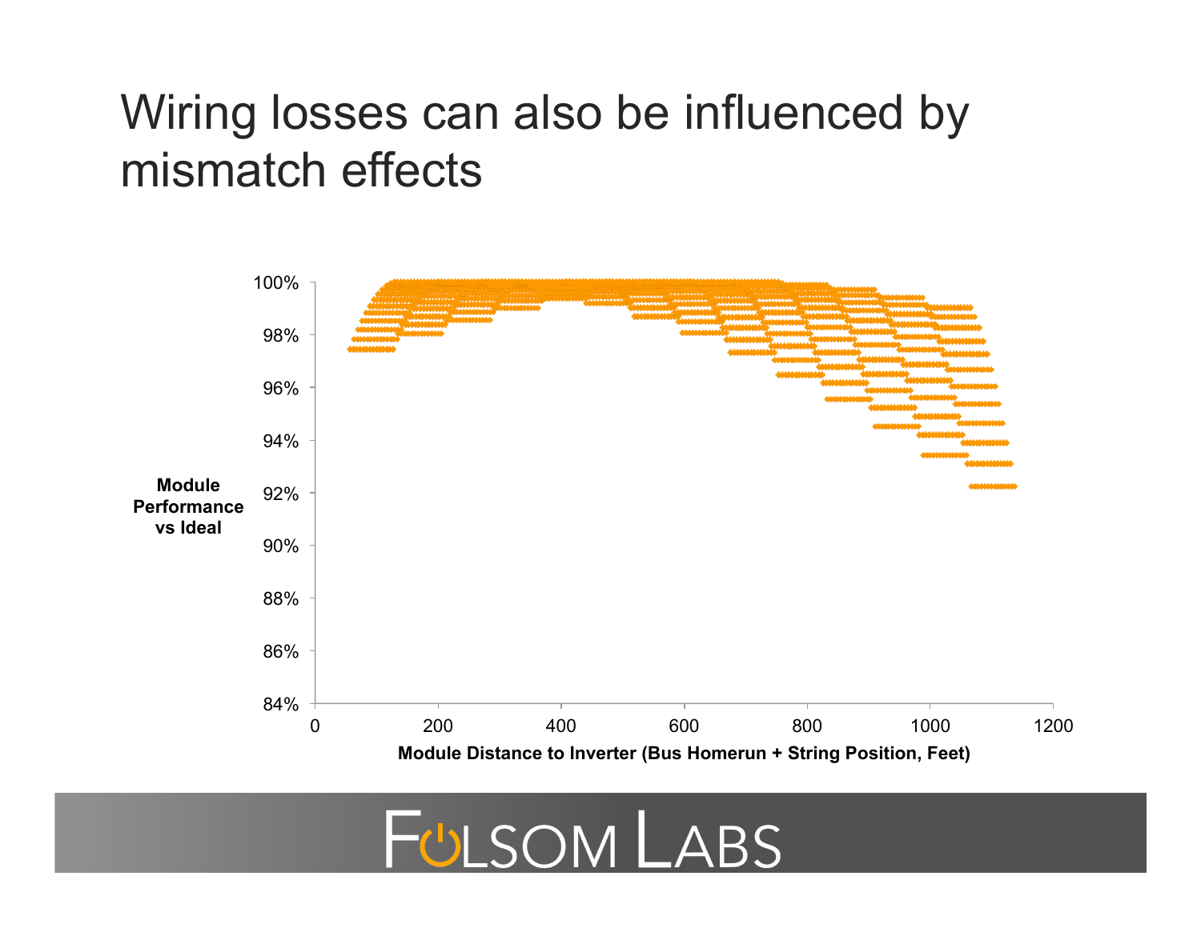# Wiring losses can also be influenced by mismatch effects

Module Performance vs Ideal

100%
98%
96%
94%
92%
90%
88%
86%
84%

0 200 400 600 800 1000 1200

Module Distance to Inverter (Bus Homerun + String Position, Feet)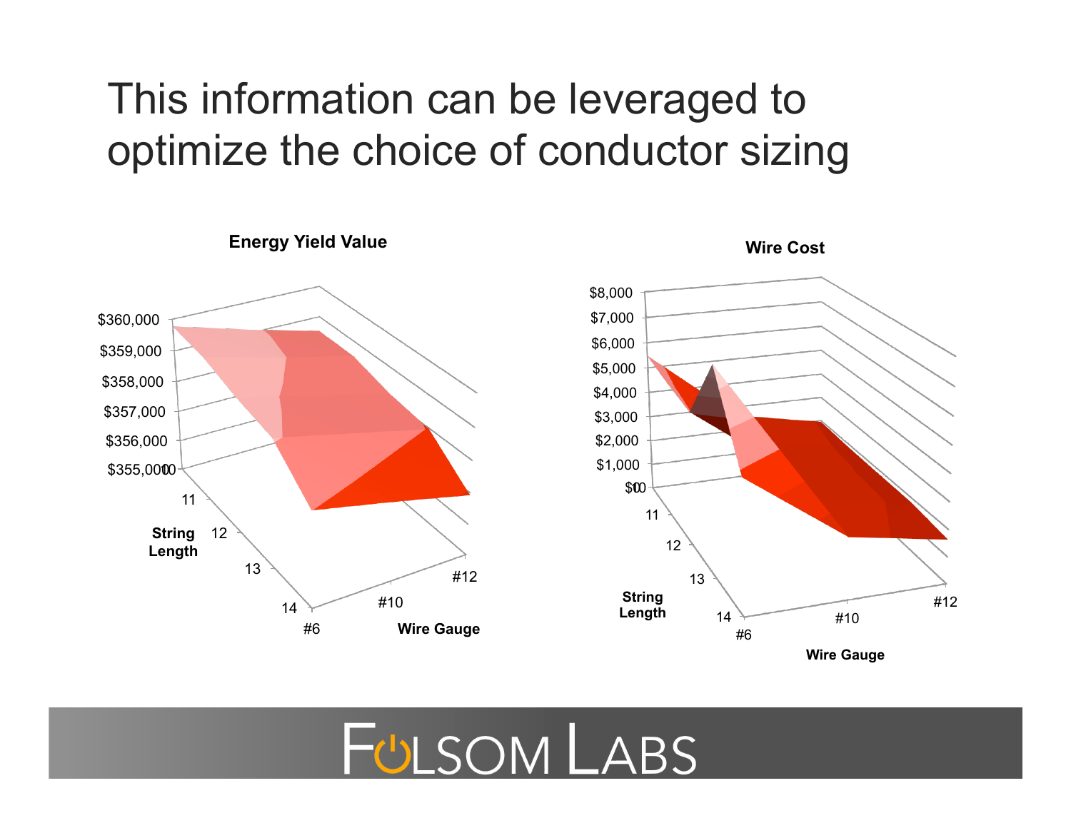# This information can be leveraged to optimize the choice of conductor sizing

**Energy Yield Value**

$360,000
$359,000
$358,000
$357,000
$356,000
$355,000

10
11
12
13
14

**String Length**

#6
#10
#12

**Wire Gauge**

**Wire Cost**

$8,000
$7,000
$6,000
$5,000
$4,000
$3,000
$2,000
$1,000
$0

10
11
12
13
14

**String Length**

#6
#10
#12

**Wire Gauge**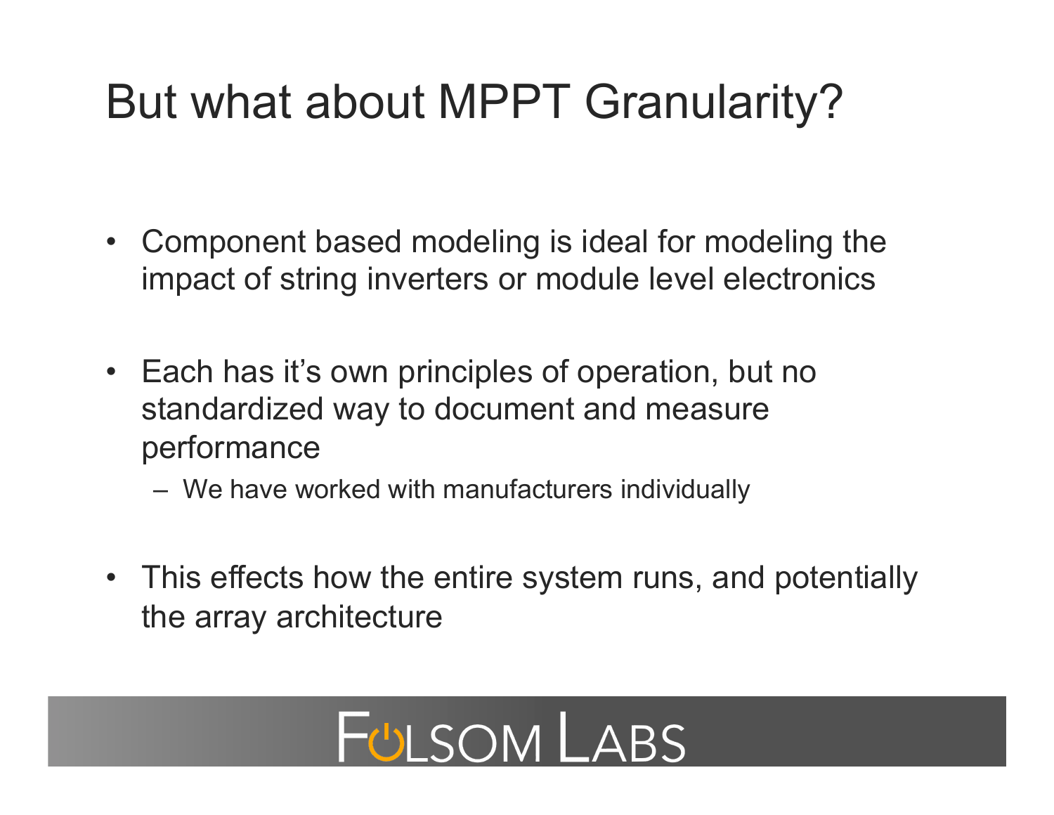# But what about MPPT Granularity?

- Component based modeling is ideal for modeling the impact of string inverters or module level electronics
- Each has it's own principles of operation, but no standardized way to document and measure performance
  - We have worked with manufacturers individually
- This effects how the entire system runs, and potentially the array architecture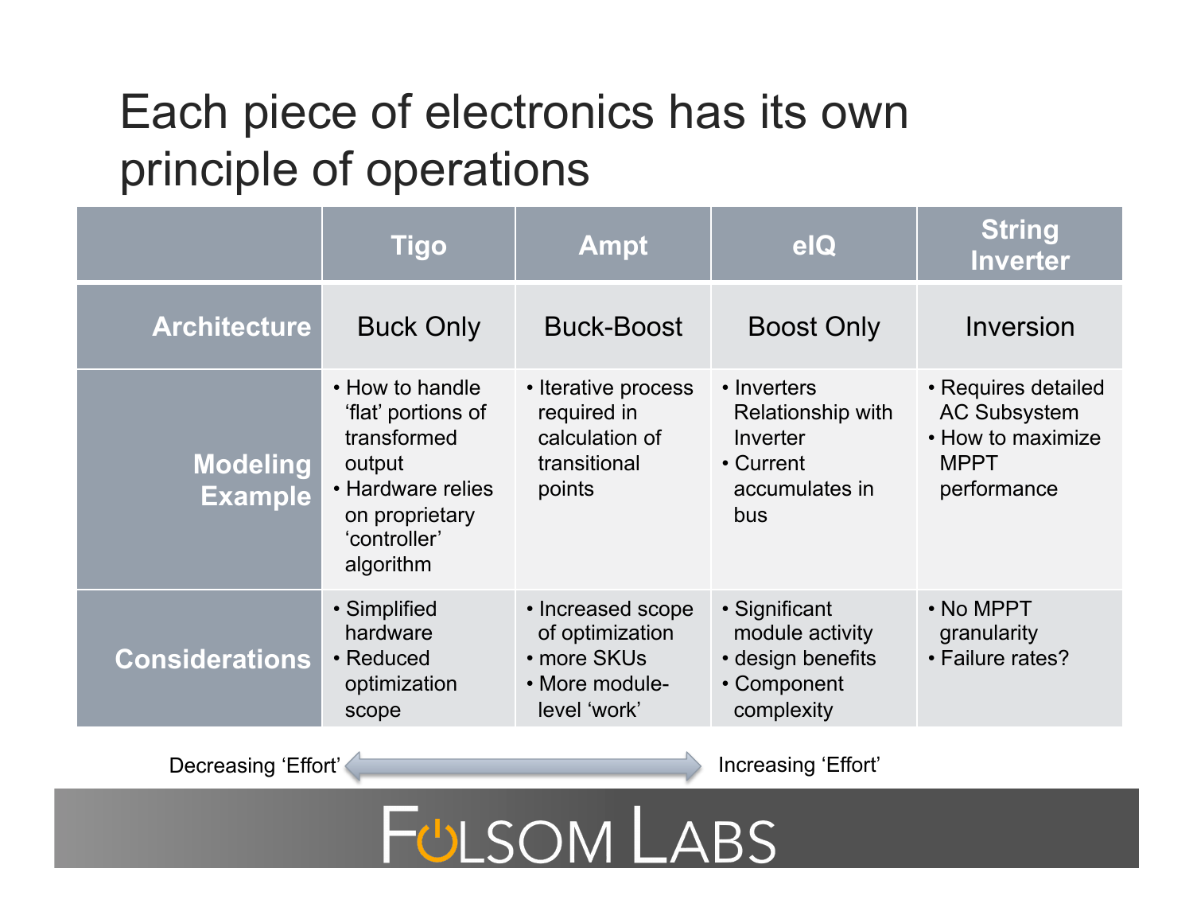# Each piece of electronics has its own principle of operations

| | Tigo | Ampt | eIQ | String Inverter |
|---|---|---|---|---|
| **Architecture** | Buck Only | Buck-Boost | Boost Only | Inversion |
| **Modeling Example** | • How to handle 'flat' portions of transformed output<br>• Hardware relies on proprietary 'controller' algorithm | • Iterative process required in calculation of transitional points | • Inverters Relationship with Inverter<br>• Current accumulates in bus | • Requires detailed AC Subsystem<br>• How to maximize MPPT performance |
| **Considerations** | • Simplified hardware<br>• Reduced optimization scope | • Increased scope of optimization<br>• more SKUs<br>• More module-level 'work' | • Significant module activity<br>• design benefits<br>• Component complexity | • No MPPT granularity<br>• Failure rates? |

Decreasing 'Effort' ⟷ Increasing 'Effort'

FOLSOM LABS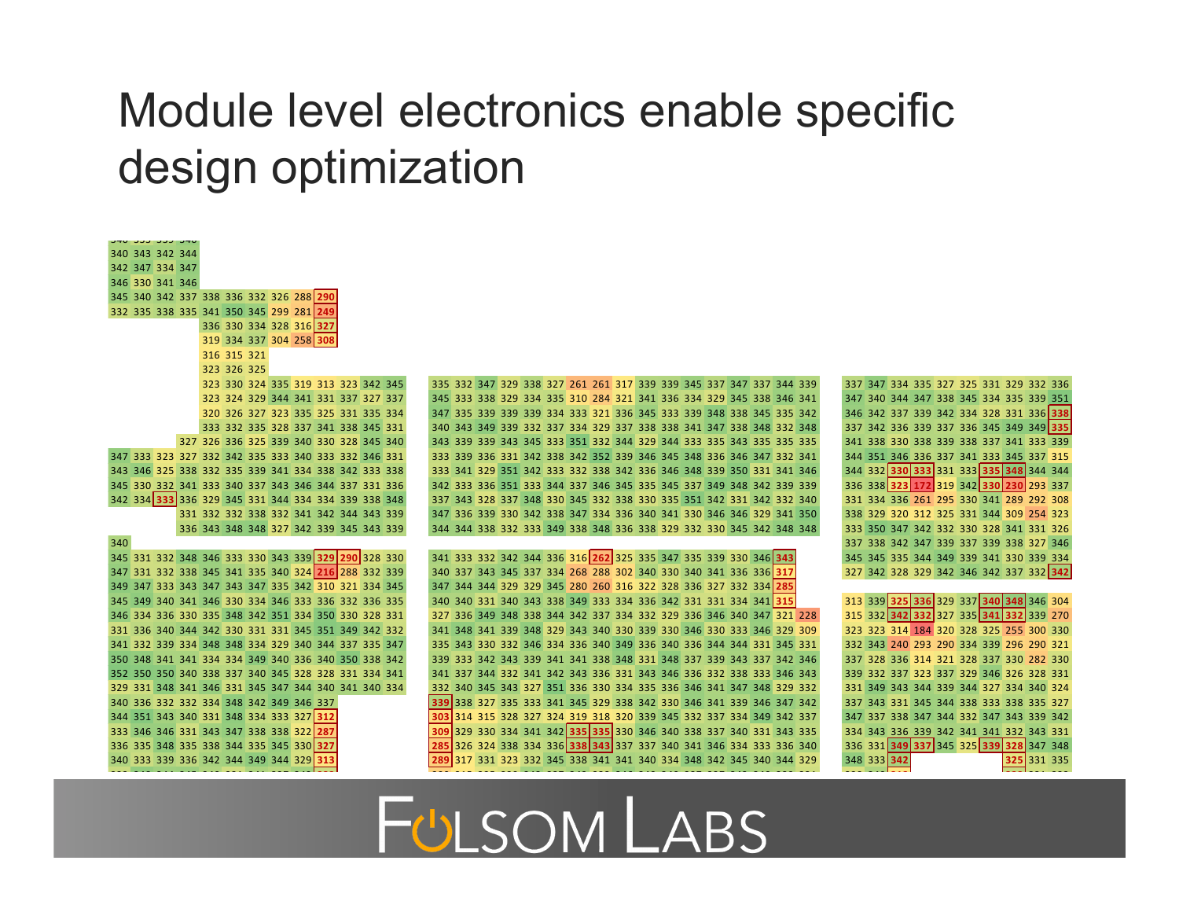# Module level electronics enable specific design optimization

FOLSOM LABS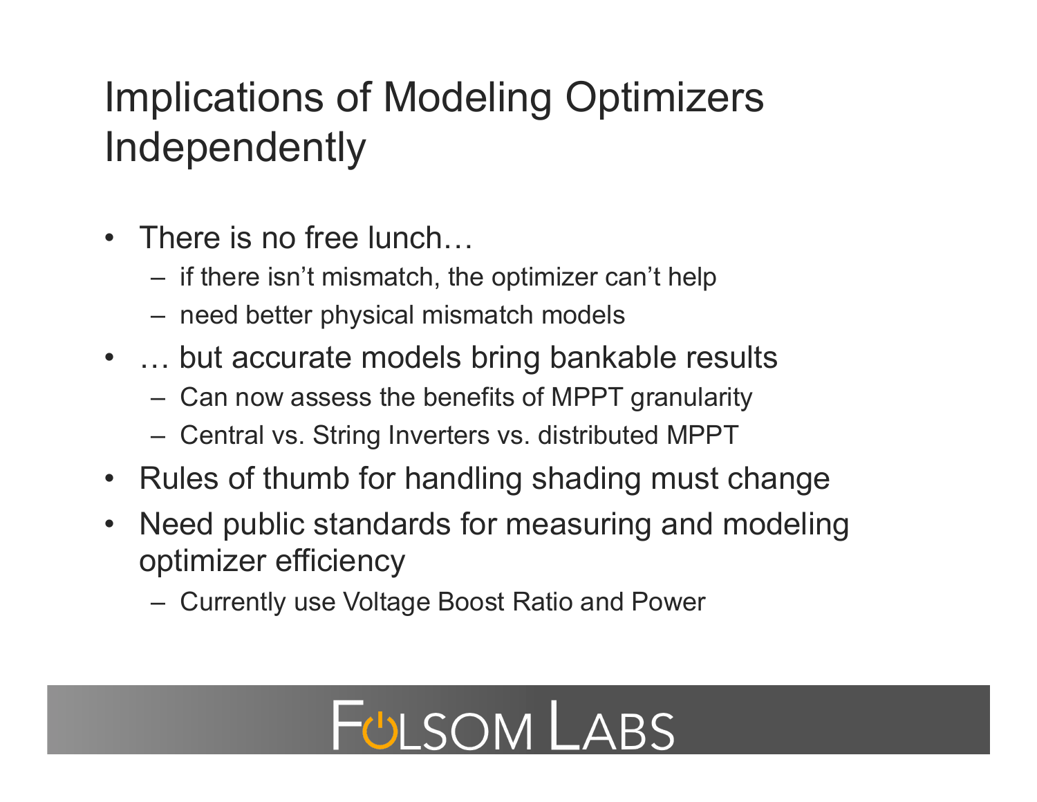# Implications of Modeling Optimizers Independently

- There is no free lunch…
  - if there isn't mismatch, the optimizer can't help
  - need better physical mismatch models
- … but accurate models bring bankable results
  - Can now assess the benefits of MPPT granularity
  - Central vs. String Inverters vs. distributed MPPT
- Rules of thumb for handling shading must change
- Need public standards for measuring and modeling optimizer efficiency
  - Currently use Voltage Boost Ratio and Power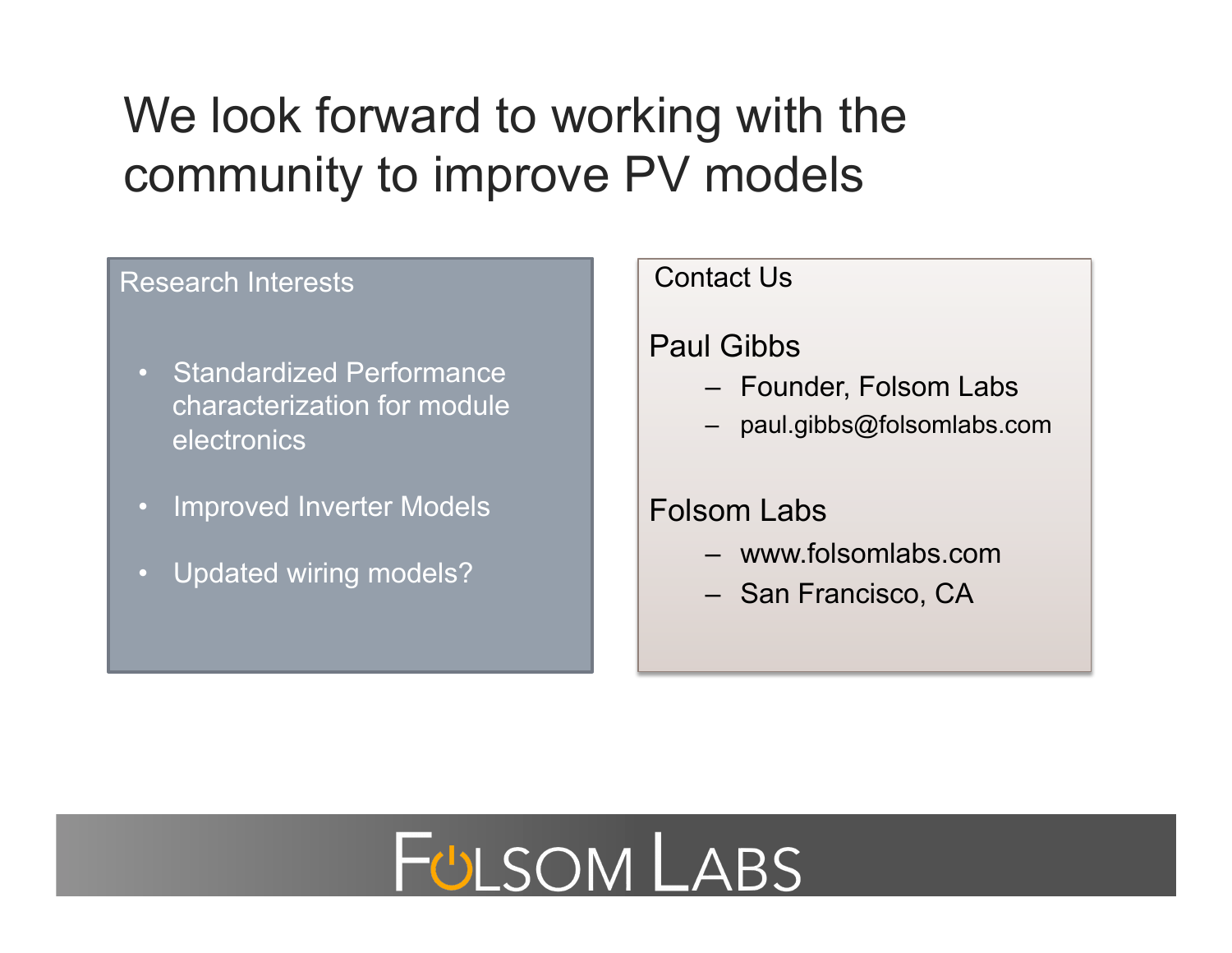# We look forward to working with the community to improve PV models

## Research Interests

- Standardized Performance characterization for module electronics
- Improved Inverter Models
- Updated wiring models?

## Contact Us

**Paul Gibbs**

- Founder, Folsom Labs
- paul.gibbs@folsomlabs.com

**Folsom Labs**

- www.folsomlabs.com
- San Francisco, CA

FOLSOM LABS